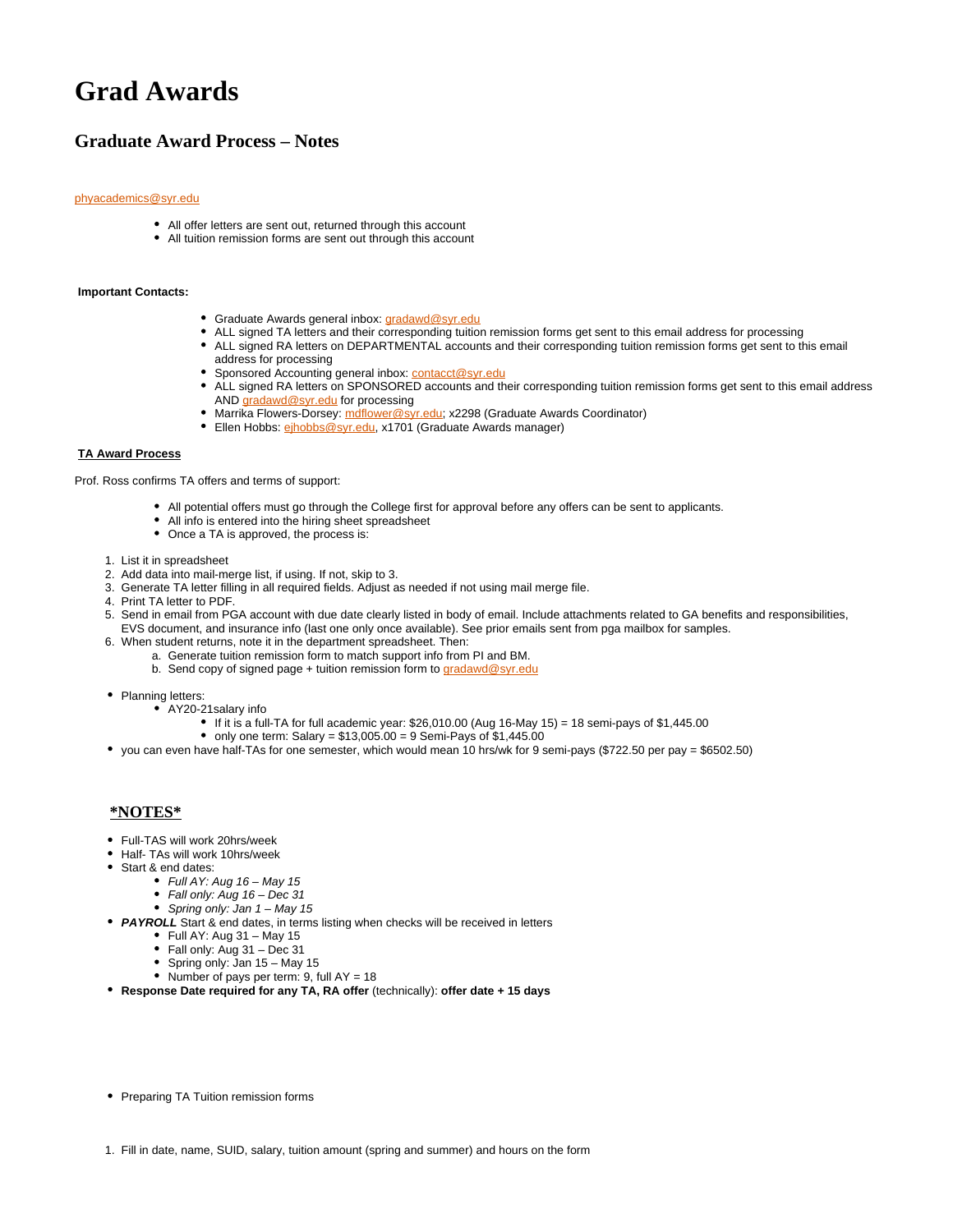# Grad Awards

## Graduate Award Process – Notes

phyacademics@syr.edu

- All offer letters are sent out, returned through this account
- All tuition remission forms are sent out through this account

**Important Contacts:**

- Graduate Awards general inbox: gradawd@syr.edu
- ALL signed TA letters and their corresponding tuition remission forms get sent to this email address for processing
- ALL signed RA letters on DEPARTMENTAL accounts and their corresponding tuition remission forms get sent to this email address for processing
- Sponsored Accounting general inbox: contacct@syr.edu
- ALL signed RA letters on SPONSORED accounts and their corresponding tuition remission forms get sent to this email address AND gradawd@syr.edu for processing
- Marrika Flowers-Dorsey: mdflower@syr.edu; x2298 (Graduate Awards Coordinator)
- Ellen Hobbs: ejhobbs@syr.edu, x1701 (Graduate Awards manager)

**TA Award Process**

Prof. Ross confirms TA offers and terms of support:

- All potential offers must go through the College first for approval before any offers can be sent to applicants.
- All info is entered into the hiring sheet spreadsheet
- Once a TA is approved, the process is:

1. List it in spreadsheet
2. Add data into mail-merge list, if using. If not, skip to 3.
3. Generate TA letter filling in all required fields. Adjust as needed if not using mail merge file.
4. Print TA letter to PDF.
5. Send in email from PGA account with due date clearly listed in body of email. Include attachments related to GA benefits and responsibilities, EVS document, and insurance info (last one only once available). See prior emails sent from pga mailbox for samples.
6. When student returns, note it in the department spreadsheet. Then:
   a. Generate tuition remission form to match support info from PI and BM.
   b. Send copy of signed page + tuition remission form to gradawd@syr.edu

- Planning letters:
  - AY20-21salary info
    - If it is a full-TA for full academic year: $26,010.00 (Aug 16-May 15) = 18 semi-pays of $1,445.00
    - only one term: Salary = $13,005.00 = 9 Semi-Pays of $1,445.00
- you can even have half-TAs for one semester, which would mean 10 hrs/wk for 9 semi-pays ($722.50 per pay = $6502.50)

## *NOTES*

- Full-TAS will work 20hrs/week
- Half- TAs will work 10hrs/week
- Start & end dates:
  - *Full AY: Aug 16 – May 15*
  - *Fall only: Aug 16 – Dec 31*
  - *Spring only: Jan 1 – May 15*
- ***PAYROLL*** Start & end dates, in terms listing when checks will be received in letters
  - Full AY: Aug 31 – May 15
  - Fall only: Aug 31 – Dec 31
  - Spring only: Jan 15 – May 15
  - Number of pays per term: 9, full AY = 18
- **Response Date required for any TA, RA offer** (technically): **offer date + 15 days**

- Preparing TA Tuition remission forms

1. Fill in date, name, SUID, salary, tuition amount (spring and summer) and hours on the form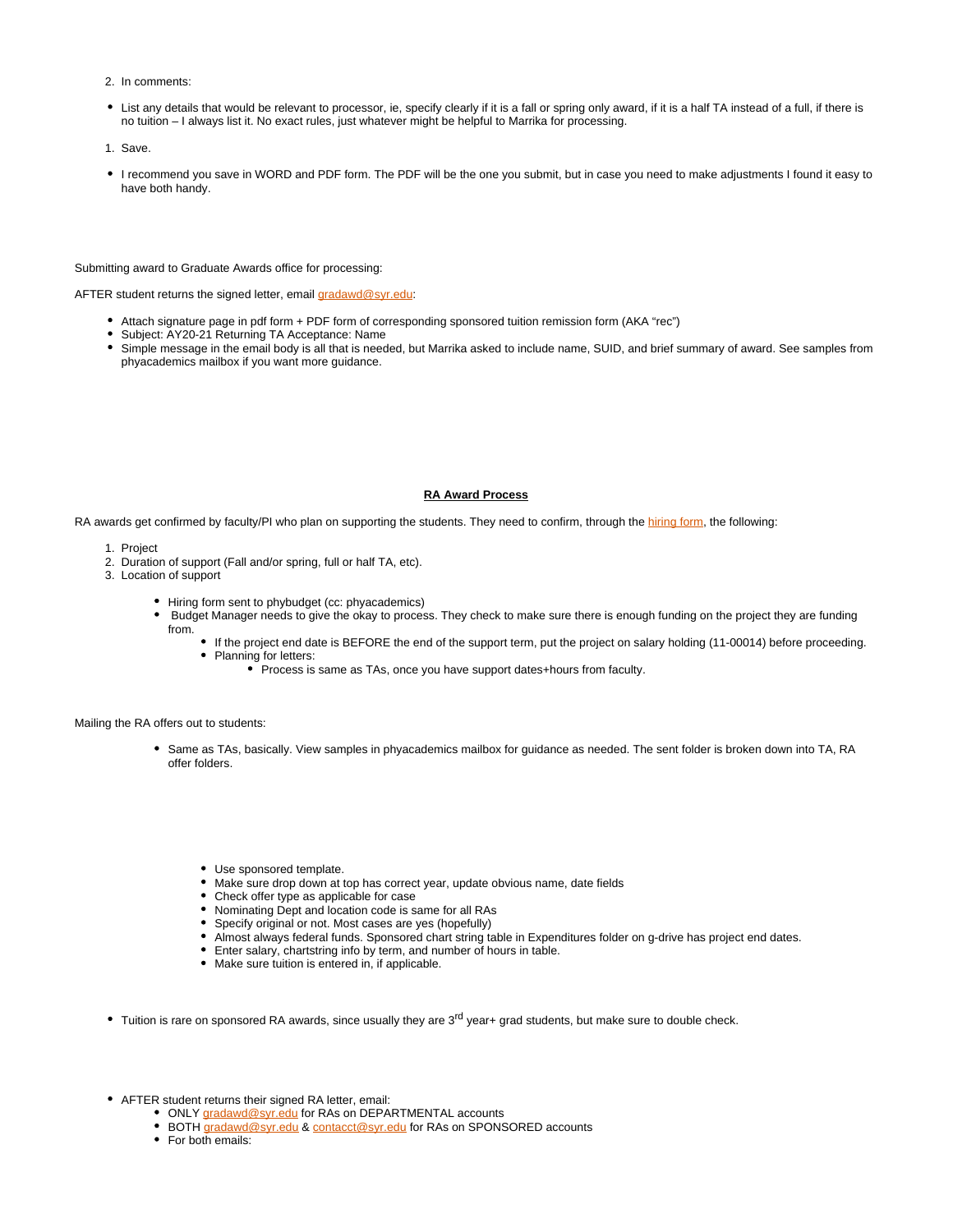2. In comments:

- List any details that would be relevant to processor, ie, specify clearly if it is a fall or spring only award, if it is a half TA instead of a full, if there is no tuition – I always list it. No exact rules, just whatever might be helpful to Marrika for processing.

1. Save.

- I recommend you save in WORD and PDF form. The PDF will be the one you submit, but in case you need to make adjustments I found it easy to have both handy.

Submitting award to Graduate Awards office for processing:

AFTER student returns the signed letter, email gradawd@syr.edu:

- Attach signature page in pdf form + PDF form of corresponding sponsored tuition remission form (AKA "rec")
- Subject: AY20-21 Returning TA Acceptance: Name
- Simple message in the email body is all that is needed, but Marrika asked to include name, SUID, and brief summary of award. See samples from phyacademics mailbox if you want more guidance.

## **RA Award Process**

RA awards get confirmed by faculty/PI who plan on supporting the students. They need to confirm, through the hiring form, the following:

1. Project
2. Duration of support (Fall and/or spring, full or half TA, etc).
3. Location of support
    - Hiring form sent to phybudget (cc: phyacademics)
    - Budget Manager needs to give the okay to process. They check to make sure there is enough funding on the project they are funding from.
        - If the project end date is BEFORE the end of the support term, put the project on salary holding (11-00014) before proceeding.
        - Planning for letters:
            - Process is same as TAs, once you have support dates+hours from faculty.

Mailing the RA offers out to students:

- Same as TAs, basically. View samples in phyacademics mailbox for guidance as needed. The sent folder is broken down into TA, RA offer folders.

    - Use sponsored template.
    - Make sure drop down at top has correct year, update obvious name, date fields
    - Check offer type as applicable for case
    - Nominating Dept and location code is same for all RAs
    - Specify original or not. Most cases are yes (hopefully)
    - Almost always federal funds. Sponsored chart string table in Expenditures folder on g-drive has project end dates.
    - Enter salary, chartstring info by term, and number of hours in table.
    - Make sure tuition is entered in, if applicable.

- Tuition is rare on sponsored RA awards, since usually they are 3rd year+ grad students, but make sure to double check.

- AFTER student returns their signed RA letter, email:
    - ONLY gradawd@syr.edu for RAs on DEPARTMENTAL accounts
    - BOTH gradawd@syr.edu & contacct@syr.edu for RAs on SPONSORED accounts
    - For both emails: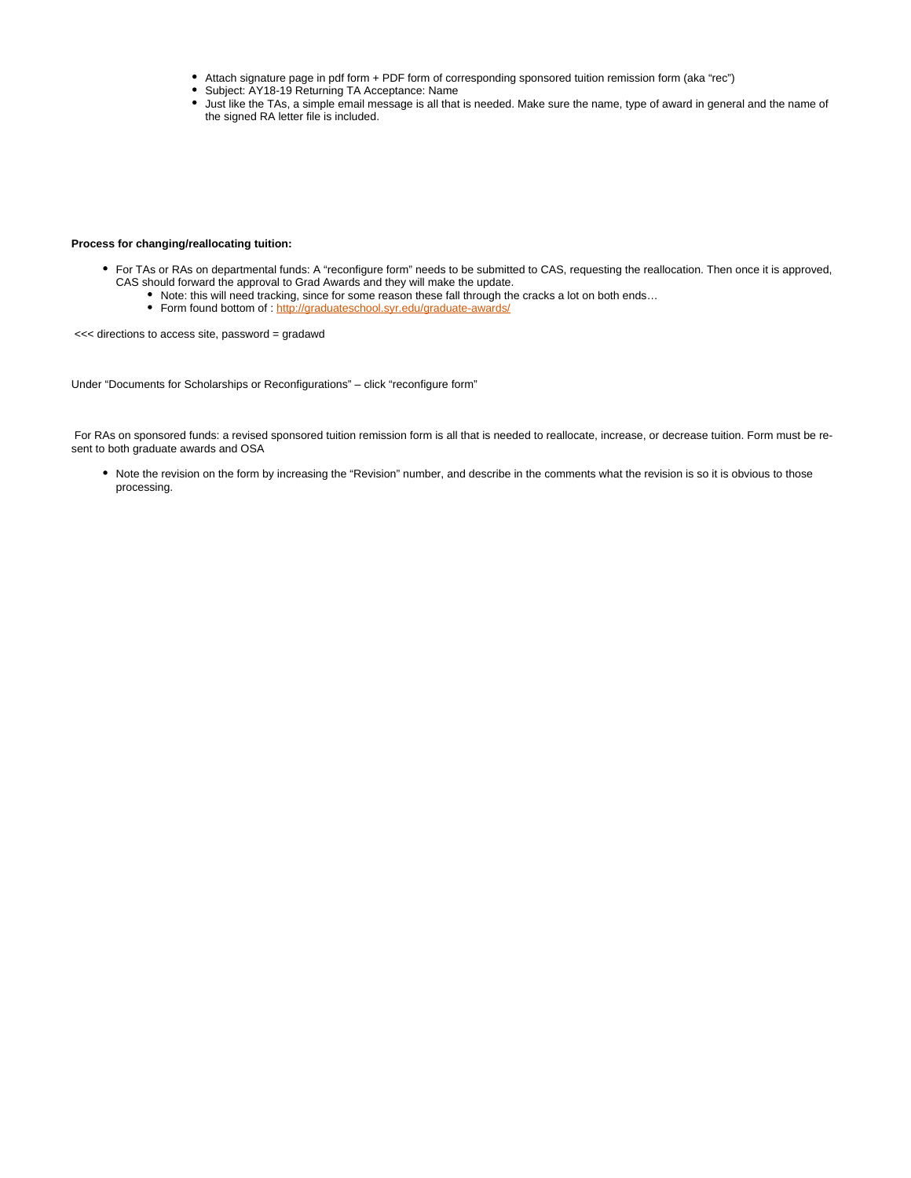- Attach signature page in pdf form + PDF form of corresponding sponsored tuition remission form (aka "rec")
- Subject: AY18-19 Returning TA Acceptance: Name
- Just like the TAs, a simple email message is all that is needed. Make sure the name, type of award in general and the name of the signed RA letter file is included.

**Process for changing/reallocating tuition:**

- For TAs or RAs on departmental funds: A "reconfigure form" needs to be submitted to CAS, requesting the reallocation. Then once it is approved, CAS should forward the approval to Grad Awards and they will make the update.
  - Note: this will need tracking, since for some reason these fall through the cracks a lot on both ends…
  - Form found bottom of : [http://graduateschool.syr.edu/graduate-awards/](http://graduateschool.syr.edu/graduate-awards/)

<<< directions to access site, password = gradawd

Under "Documents for Scholarships or Reconfigurations" – click "reconfigure form"

For RAs on sponsored funds: a revised sponsored tuition remission form is all that is needed to reallocate, increase, or decrease tuition. Form must be re-sent to both graduate awards and OSA

- Note the revision on the form by increasing the "Revision" number, and describe in the comments what the revision is so it is obvious to those processing.